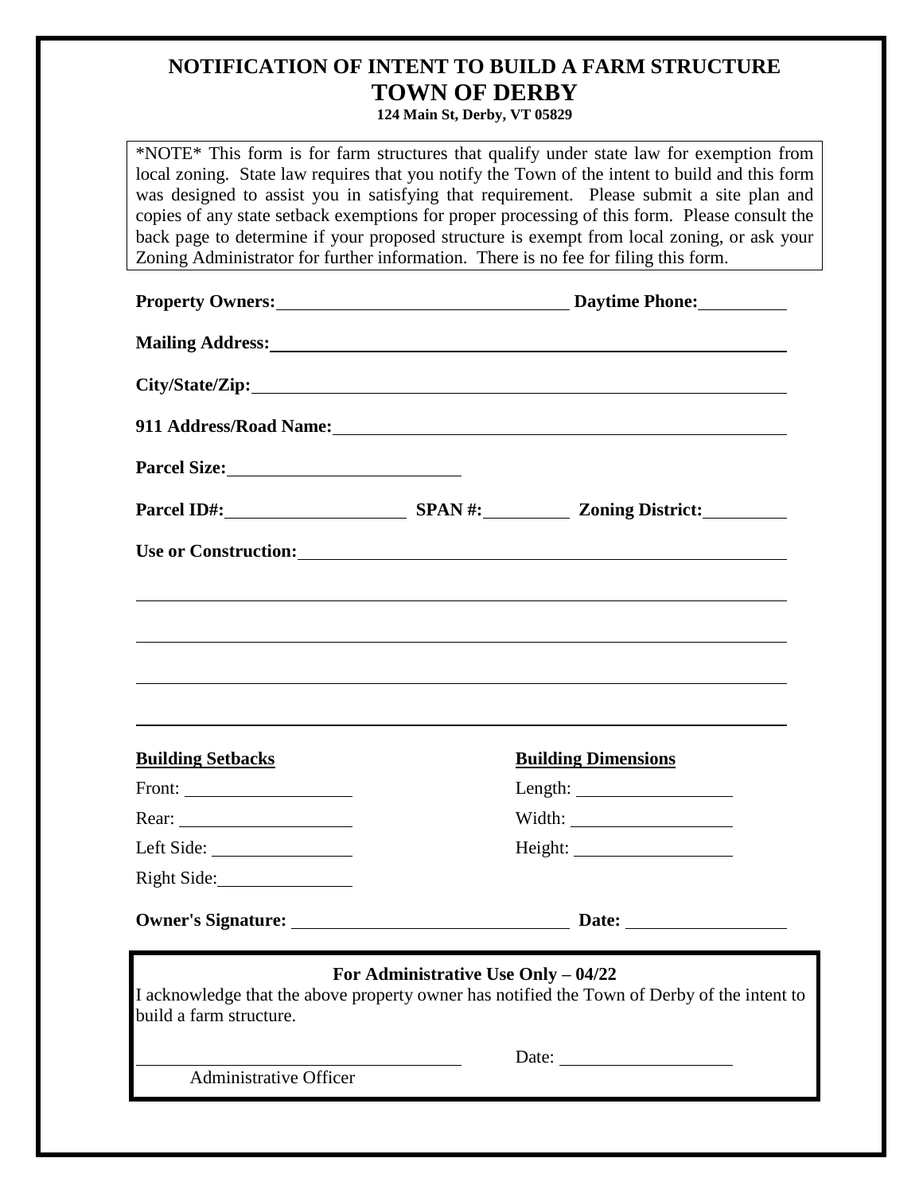# NOTIFICATION OF INTENT TO BUILD A FARM STRUCTURE

## TOWN OF DERBY

**124 Main St, Derby, VT 05829**

*NOTE* This form is for farm structures that qualify under state law for exemption from local zoning. State law requires that you notify the Town of the intent to build and this form was designed to assist you in satisfying that requirement. Please submit a site plan and copies of any state setback exemptions for proper processing of this form. Please consult the back page to determine if your proposed structure is exempt from local zoning, or ask your Zoning Administrator for further information. There is no fee for filing this form.

**Property Owners:** ______________________________ **Daytime Phone:** __________

**Mailing Address:** ______________________________________________________

**City/State/Zip:** ________________________________________________________

**911 Address/Road Name:** ________________________________________________

**Parcel Size:** __________________________

**Parcel ID#:** ____________________ **SPAN #:** __________ **Zoning District:** __________

**Use or Construction:** ____________________________________________________

__________________________________________________________________________

__________________________________________________________________________

__________________________________________________________________________

__________________________________________________________________________

**Building Setbacks**

Front: __________________

Rear: __________________

Left Side: ________________

Right Side: _______________

**Building Dimensions**

Length: __________________

Width: __________________

Height: __________________

**Owner's Signature:** ______________________________ **Date:** __________________

**For Administrative Use Only – 04/22**

I acknowledge that the above property owner has notified the Town of Derby of the intent to build a farm structure.

____________________________________ Date: ____________________

Administrative Officer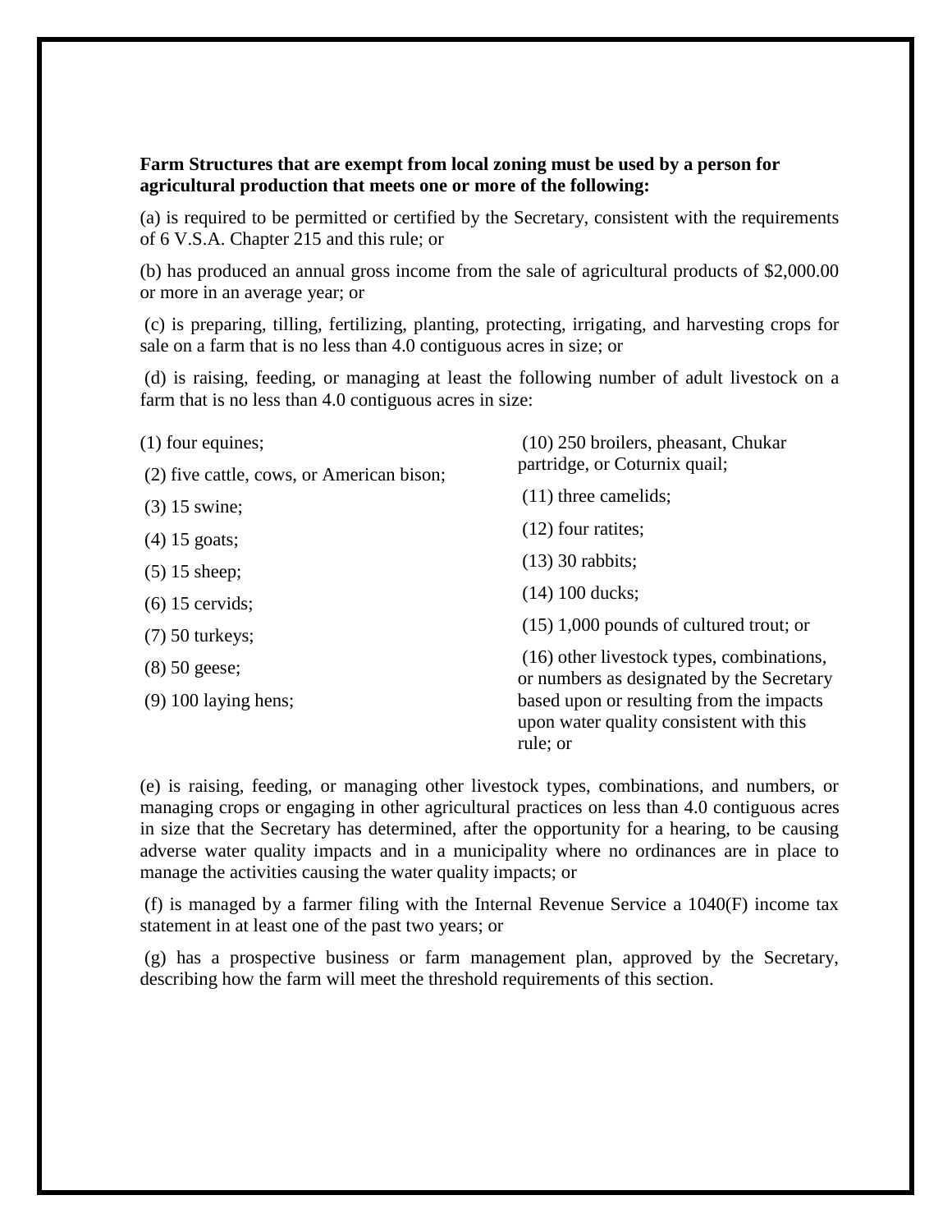**Farm Structures that are exempt from local zoning must be used by a person for agricultural production that meets one or more of the following:**

(a) is required to be permitted or certified by the Secretary, consistent with the requirements of 6 V.S.A. Chapter 215 and this rule; or

(b) has produced an annual gross income from the sale of agricultural products of $2,000.00 or more in an average year; or

(c) is preparing, tilling, fertilizing, planting, protecting, irrigating, and harvesting crops for sale on a farm that is no less than 4.0 contiguous acres in size; or

(d) is raising, feeding, or managing at least the following number of adult livestock on a farm that is no less than 4.0 contiguous acres in size:

(1) four equines;

(2) five cattle, cows, or American bison;

(3) 15 swine;

(4) 15 goats;

(5) 15 sheep;

(6) 15 cervids;

(7) 50 turkeys;

(8) 50 geese;

(9) 100 laying hens;

(10) 250 broilers, pheasant, Chukar partridge, or Coturnix quail;

(11) three camelids;

(12) four ratites;

(13) 30 rabbits;

(14) 100 ducks;

(15) 1,000 pounds of cultured trout; or

(16) other livestock types, combinations, or numbers as designated by the Secretary based upon or resulting from the impacts upon water quality consistent with this rule; or

(e) is raising, feeding, or managing other livestock types, combinations, and numbers, or managing crops or engaging in other agricultural practices on less than 4.0 contiguous acres in size that the Secretary has determined, after the opportunity for a hearing, to be causing adverse water quality impacts and in a municipality where no ordinances are in place to manage the activities causing the water quality impacts; or

(f) is managed by a farmer filing with the Internal Revenue Service a 1040(F) income tax statement in at least one of the past two years; or

(g) has a prospective business or farm management plan, approved by the Secretary, describing how the farm will meet the threshold requirements of this section.